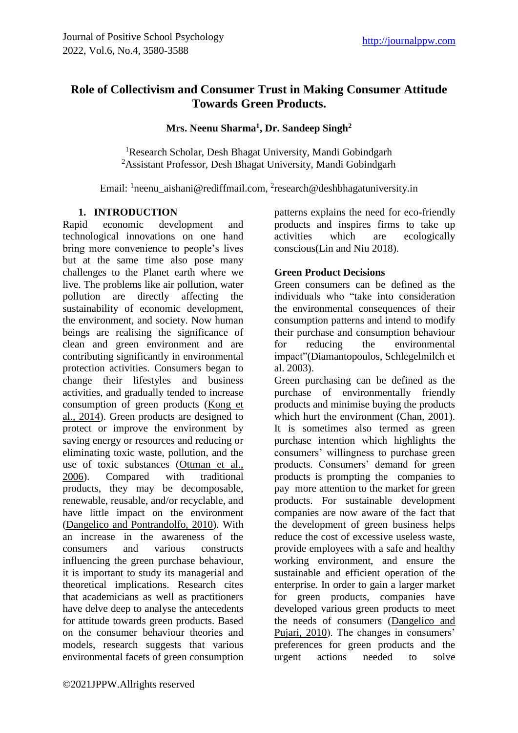# Role of Collectivism and Consumer Trust in Making Consumer Attitude Towards Green Products.

**Mrs. Neenu Sharma[1], Dr. Sandeep Singh[2]**

[1]Research Scholar, Desh Bhagat University, Mandi Gobindgarh
[2]Assistant Professor, Desh Bhagat University, Mandi Gobindgarh

Email: [1]neenu_aishani@rediffmail.com, [2]research@deshbhagatuniversity.in

## 1. INTRODUCTION

Rapid economic development and technological innovations on one hand bring more convenience to people's lives but at the same time also pose many challenges to the Planet earth where we live. The problems like air pollution, water pollution are directly affecting the sustainability of economic development, the environment, and society. Now human beings are realising the significance of clean and green environment and are contributing significantly in environmental protection activities. Consumers began to change their lifestyles and business activities, and gradually tended to increase consumption of green products (Kong et al., 2014). Green products are designed to protect or improve the environment by saving energy or resources and reducing or eliminating toxic waste, pollution, and the use of toxic substances (Ottman et al., 2006). Compared with traditional products, they may be decomposable, renewable, reusable, and/or recyclable, and have little impact on the environment (Dangelico and Pontrandolfo, 2010). With an increase in the awareness of the consumers and various constructs influencing the green purchase behaviour, it is important to study its managerial and theoretical implications. Research cites that academicians as well as practitioners have delve deep to analyse the antecedents for attitude towards green products. Based on the consumer behaviour theories and models, research suggests that various environmental facets of green consumption patterns explains the need for eco-friendly products and inspires firms to take up activities which are ecologically conscious(Lin and Niu 2018).

### Green Product Decisions

Green consumers can be defined as the individuals who "take into consideration the environmental consequences of their consumption patterns and intend to modify their purchase and consumption behaviour for reducing the environmental impact"(Diamantopoulos, Schlegelmilch et al. 2003).

Green purchasing can be defined as the purchase of environmentally friendly products and minimise buying the products which hurt the environment (Chan, 2001). It is sometimes also termed as green purchase intention which highlights the consumers' willingness to purchase green products. Consumers' demand for green products is prompting the companies to pay more attention to the market for green products. For sustainable development companies are now aware of the fact that the development of green business helps reduce the cost of excessive useless waste, provide employees with a safe and healthy working environment, and ensure the sustainable and efficient operation of the enterprise. In order to gain a larger market for green products, companies have developed various green products to meet the needs of consumers (Dangelico and Pujari, 2010). The changes in consumers' preferences for green products and the urgent actions needed to solve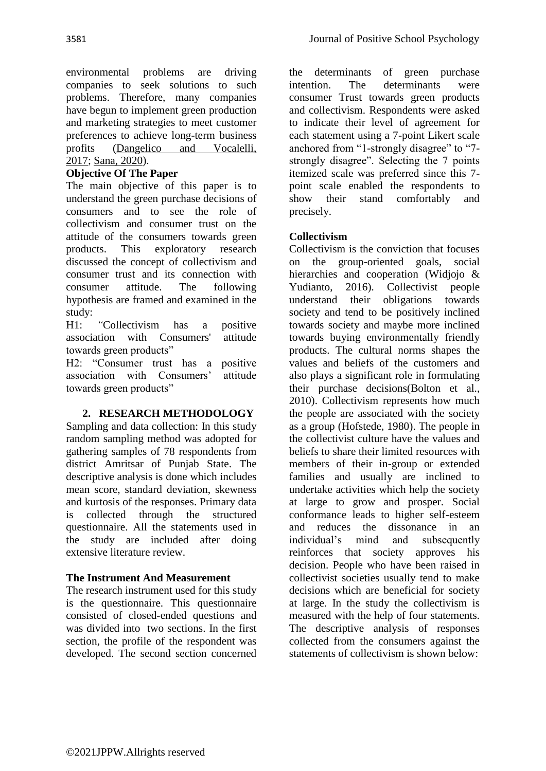environmental problems are driving companies to seek solutions to such problems. Therefore, many companies have begun to implement green production and marketing strategies to meet customer preferences to achieve long-term business profits (Dangelico and Vocalelli, 2017; Sana, 2020).

**Objective Of The Paper**

The main objective of this paper is to understand the green purchase decisions of consumers and to see the role of collectivism and consumer trust on the attitude of the consumers towards green products. This exploratory research discussed the concept of collectivism and consumer trust and its connection with consumer attitude. The following hypothesis are framed and examined in the study:

H1: "Collectivism has a positive association with Consumers' attitude towards green products"

H2: "Consumer trust has a positive association with Consumers' attitude towards green products"

## 2. RESEARCH METHODOLOGY

Sampling and data collection: In this study random sampling method was adopted for gathering samples of 78 respondents from district Amritsar of Punjab State. The descriptive analysis is done which includes mean score, standard deviation, skewness and kurtosis of the responses. Primary data is collected through the structured questionnaire. All the statements used in the study are included after doing extensive literature review.

**The Instrument And Measurement**

The research instrument used for this study is the questionnaire. This questionnaire consisted of closed-ended questions and was divided into two sections. In the first section, the profile of the respondent was developed. The second section concerned the determinants of green purchase intention. The determinants were consumer Trust towards green products and collectivism. Respondents were asked to indicate their level of agreement for each statement using a 7-point Likert scale anchored from "1-strongly disagree" to "7-strongly disagree". Selecting the 7 points itemized scale was preferred since this 7-point scale enabled the respondents to show their stand comfortably and precisely.

**Collectivism**

Collectivism is the conviction that focuses on the group-oriented goals, social hierarchies and cooperation (Widjojo & Yudianto, 2016). Collectivist people understand their obligations towards society and tend to be positively inclined towards society and maybe more inclined towards buying environmentally friendly products. The cultural norms shapes the values and beliefs of the customers and also plays a significant role in formulating their purchase decisions(Bolton et al., 2010). Collectivism represents how much the people are associated with the society as a group (Hofstede, 1980). The people in the collectivist culture have the values and beliefs to share their limited resources with members of their in-group or extended families and usually are inclined to undertake activities which help the society at large to grow and prosper. Social conformance leads to higher self-esteem and reduces the dissonance in an individual's mind and subsequently reinforces that society approves his decision. People who have been raised in collectivist societies usually tend to make decisions which are beneficial for society at large. In the study the collectivism is measured with the help of four statements. The descriptive analysis of responses collected from the consumers against the statements of collectivism is shown below: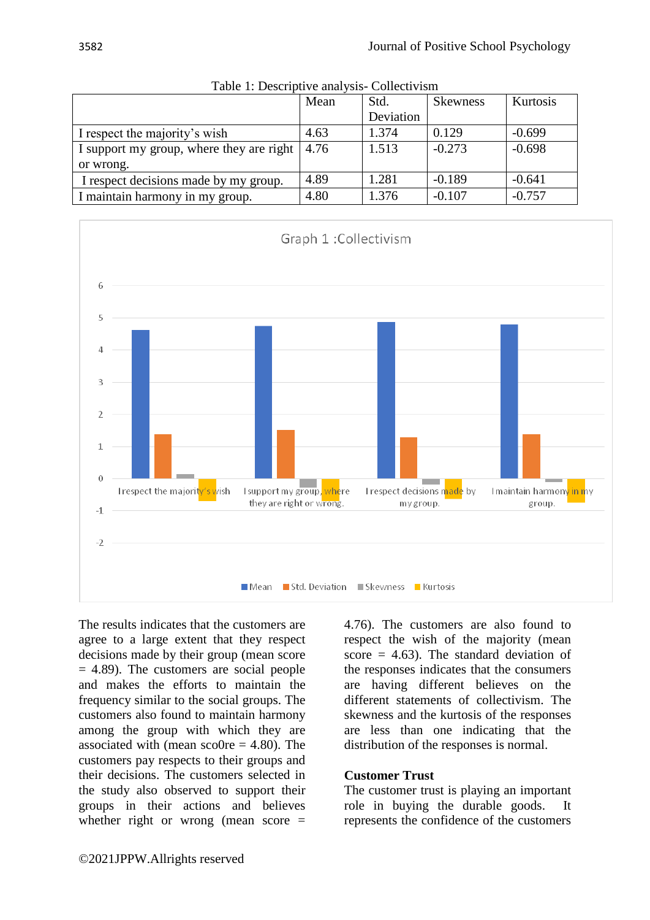Table 1: Descriptive analysis- Collectivism

| | Mean | Std. Deviation | Skewness | Kurtosis |
|---|---|---|---|---|
| I respect the majority's wish | 4.63 | 1.374 | 0.129 | -0.699 |
| I support my group, where they are right or wrong. | 4.76 | 1.513 | -0.273 | -0.698 |
| I respect decisions made by my group. | 4.89 | 1.281 | -0.189 | -0.641 |
| I maintain harmony in my group. | 4.80 | 1.376 | -0.107 | -0.757 |

Graph 1 :Collectivism

The results indicates that the customers are agree to a large extent that they respect decisions made by their group (mean score = 4.89). The customers are social people and makes the efforts to maintain the frequency similar to the social groups. The customers also found to maintain harmony among the group with which they are associated with (mean sco0re = 4.80). The customers pay respects to their groups and their decisions. The customers selected in the study also observed to support their groups in their actions and believes whether right or wrong (mean score = 4.76). The customers are also found to respect the wish of the majority (mean score = 4.63). The standard deviation of the responses indicates that the consumers are having different believes on the different statements of collectivism. The skewness and the kurtosis of the responses are less than one indicating that the distribution of the responses is normal.

**Customer Trust**

The customer trust is playing an important role in buying the durable goods. It represents the confidence of the customers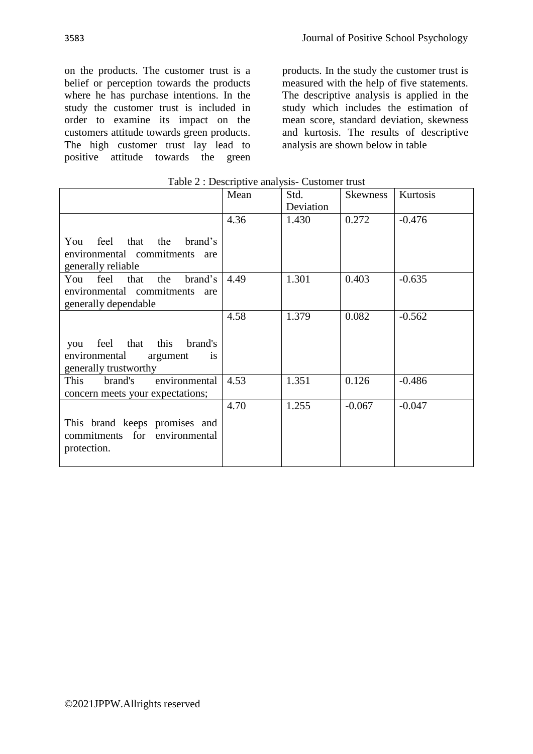on the products. The customer trust is a belief or perception towards the products where he has purchase intentions. In the study the customer trust is included in order to examine its impact on the customers attitude towards green products. The high customer trust lay lead to positive attitude towards the green products. In the study the customer trust is measured with the help of five statements. The descriptive analysis is applied in the study which includes the estimation of mean score, standard deviation, skewness and kurtosis. The results of descriptive analysis are shown below in table

Table 2 : Descriptive analysis- Customer trust

| | Mean | Std. Deviation | Skewness | Kurtosis |
|---|---|---|---|---|
| You feel that the brand's environmental commitments are generally reliable | 4.36 | 1.430 | 0.272 | -0.476 |
| You feel that the brand's environmental commitments are generally dependable | 4.49 | 1.301 | 0.403 | -0.635 |
| you feel that this brand's environmental argument is generally trustworthy | 4.58 | 1.379 | 0.082 | -0.562 |
| This brand's environmental concern meets your expectations; | 4.53 | 1.351 | 0.126 | -0.486 |
| This brand keeps promises and commitments for environmental protection. | 4.70 | 1.255 | -0.067 | -0.047 |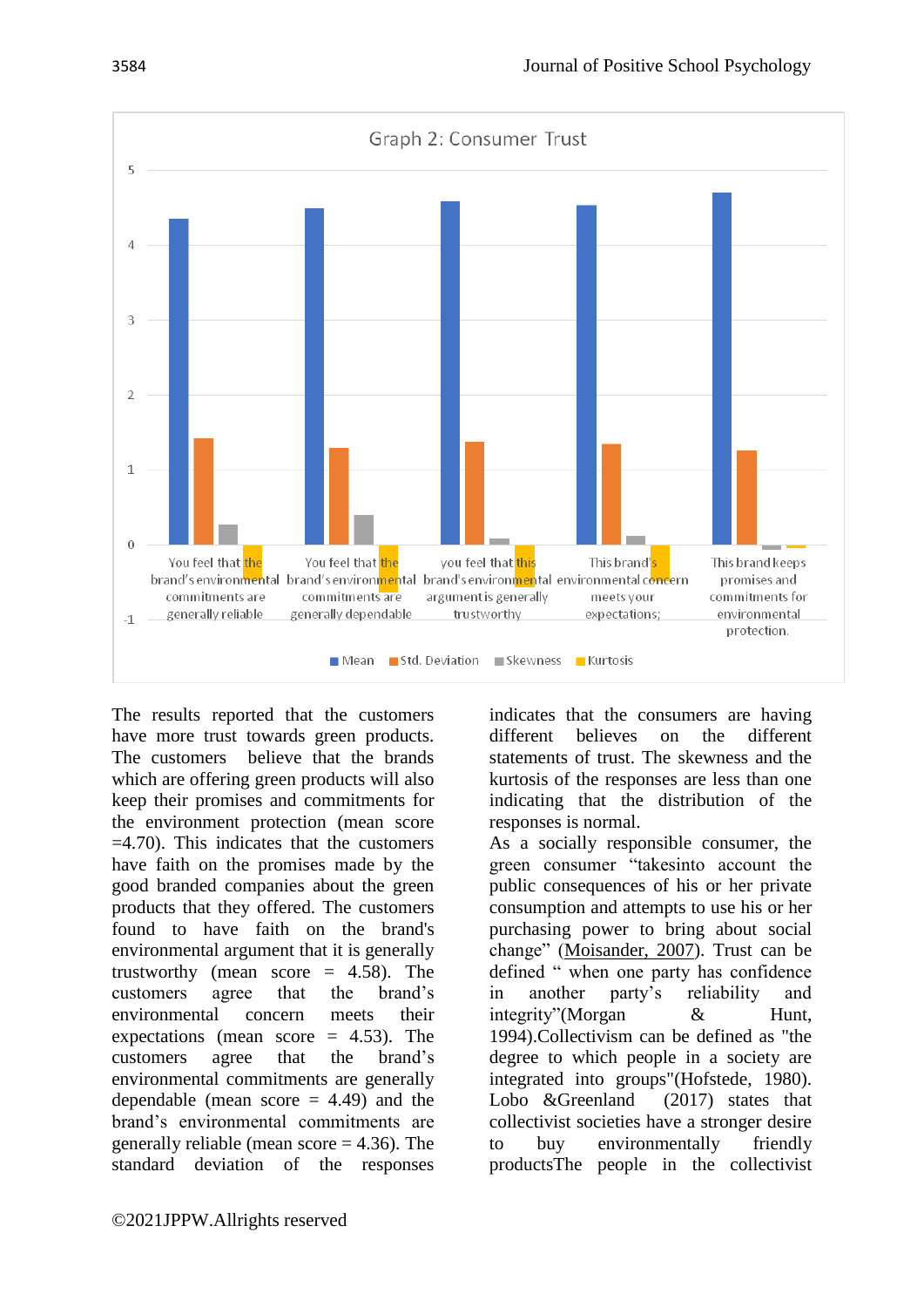Graph 2: Consumer Trust

The results reported that the customers have more trust towards green products. The customers believe that the brands which are offering green products will also keep their promises and commitments for the environment protection (mean score =4.70). This indicates that the customers have faith on the promises made by the good branded companies about the green products that they offered. The customers found to have faith on the brand's environmental argument that it is generally trustworthy (mean score = 4.58). The customers agree that the brand's environmental concern meets their expectations (mean score = 4.53). The customers agree that the brand's environmental commitments are generally dependable (mean score = 4.49) and the brand's environmental commitments are generally reliable (mean score = 4.36). The standard deviation of the responses indicates that the consumers are having different believes on the different statements of trust. The skewness and the kurtosis of the responses are less than one indicating that the distribution of the responses is normal.

As a socially responsible consumer, the green consumer "takesinto account the public consequences of his or her private consumption and attempts to use his or her purchasing power to bring about social change" (Moisander, 2007). Trust can be defined " when one party has confidence in another party's reliability and integrity"(Morgan & Hunt, 1994).Collectivism can be defined as "the degree to which people in a society are integrated into groups"(Hofstede, 1980). Lobo &Greenland (2017) states that collectivist societies have a stronger desire to buy environmentally friendly productsThe people in the collectivist

©2021JPPW.Allrights reserved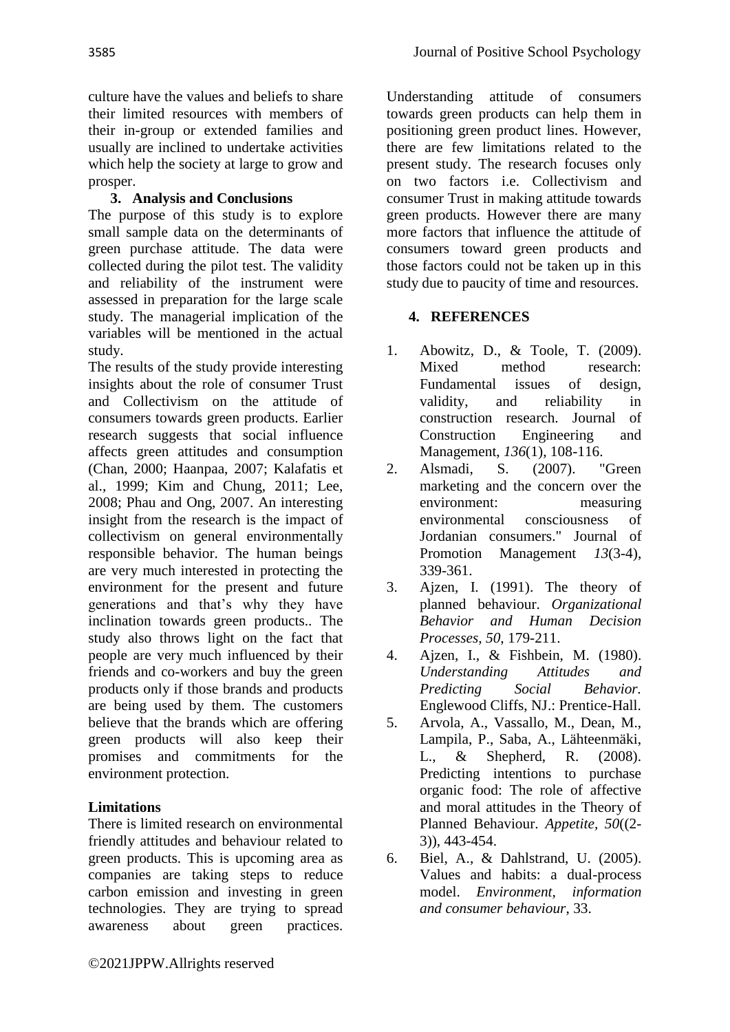culture have the values and beliefs to share their limited resources with members of their in-group or extended families and usually are inclined to undertake activities which help the society at large to grow and prosper.

## 3. Analysis and Conclusions

The purpose of this study is to explore small sample data on the determinants of green purchase attitude. The data were collected during the pilot test. The validity and reliability of the instrument were assessed in preparation for the large scale study. The managerial implication of the variables will be mentioned in the actual study.

The results of the study provide interesting insights about the role of consumer Trust and Collectivism on the attitude of consumers towards green products. Earlier research suggests that social influence affects green attitudes and consumption (Chan, 2000; Haanpaa, 2007; Kalafatis et al., 1999; Kim and Chung, 2011; Lee, 2008; Phau and Ong, 2007. An interesting insight from the research is the impact of collectivism on general environmentally responsible behavior. The human beings are very much interested in protecting the environment for the present and future generations and that's why they have inclination towards green products.. The study also throws light on the fact that people are very much influenced by their friends and co-workers and buy the green products only if those brands and products are being used by them. The customers believe that the brands which are offering green products will also keep their promises and commitments for the environment protection.

### Limitations

There is limited research on environmental friendly attitudes and behaviour related to green products. This is upcoming area as companies are taking steps to reduce carbon emission and investing in green technologies. They are trying to spread awareness about green practices. Understanding attitude of consumers towards green products can help them in positioning green product lines. However, there are few limitations related to the present study. The research focuses only on two factors i.e. Collectivism and consumer Trust in making attitude towards green products. However there are many more factors that influence the attitude of consumers toward green products and those factors could not be taken up in this study due to paucity of time and resources.

## 4. REFERENCES

1. Abowitz, D., & Toole, T. (2009). Mixed method research: Fundamental issues of design, validity, and reliability in construction research. Journal of Construction Engineering and Management, *136*(1), 108-116.
2. Alsmadi, S. (2007). "Green marketing and the concern over the environment: measuring environmental consciousness of Jordanian consumers." Journal of Promotion Management *13*(3-4), 339-361.
3. Ajzen, I. (1991). The theory of planned behaviour. *Organizational Behavior and Human Decision Processes*, *50*, 179-211.
4. Ajzen, I., & Fishbein, M. (1980). *Understanding Attitudes and Predicting Social Behavior.* Englewood Cliffs, NJ.: Prentice-Hall.
5. Arvola, A., Vassallo, M., Dean, M., Lampila, P., Saba, A., Lähteenmäki, L., & Shepherd, R. (2008). Predicting intentions to purchase organic food: The role of affective and moral attitudes in the Theory of Planned Behaviour. *Appetite*, *50*((2-3)), 443-454.
6. Biel, A., & Dahlstrand, U. (2005). Values and habits: a dual-process model. *Environment, information and consumer behaviour*, 33.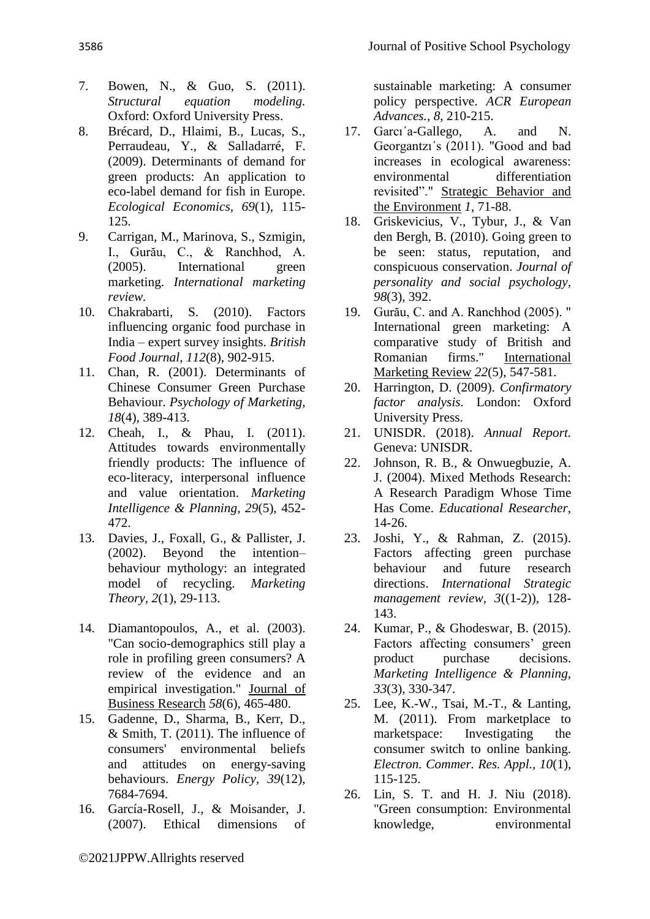7. Bowen, N., & Guo, S. (2011). *Structural equation modeling.* Oxford: Oxford University Press.
8. Brécard, D., Hlaimi, B., Lucas, S., Perraudeau, Y., & Salladarré, F. (2009). Determinants of demand for green products: An application to eco-label demand for fish in Europe. *Ecological Economics, 69*(1), 115-125.
9. Carrigan, M., Marinova, S., Szmigin, I., Gurău, C., & Ranchhod, A. (2005). International green marketing. *International marketing review.*
10. Chakrabarti, S. (2010). Factors influencing organic food purchase in India – expert survey insights. *British Food Journal, 112*(8), 902-915.
11. Chan, R. (2001). Determinants of Chinese Consumer Green Purchase Behaviour. *Psychology of Marketing, 18*(4), 389-413.
12. Cheah, I., & Phau, I. (2011). Attitudes towards environmentally friendly products: The influence of eco-literacy, interpersonal influence and value orientation. *Marketing Intelligence & Planning, 29*(5), 452-472.
13. Davies, J., Foxall, G., & Pallister, J. (2002). Beyond the intention–behaviour mythology: an integrated model of recycling. *Marketing Theory, 2*(1), 29-113.
14. Diamantopoulos, A., et al. (2003). "Can socio-demographics still play a role in profiling green consumers? A review of the evidence and an empirical investigation." Journal of Business Research *58*(6), 465-480.
15. Gadenne, D., Sharma, B., Kerr, D., & Smith, T. (2011). The influence of consumers' environmental beliefs and attitudes on energy-saving behaviours. *Energy Policy, 39*(12), 7684-7694.
16. García-Rosell, J., & Moisander, J. (2007). Ethical dimensions of sustainable marketing: A consumer policy perspective. *ACR European Advances., 8*, 210-215.
17. Garcı´a-Gallego, A. and N. Georgantzı´s (2011). "Good and bad increases in ecological awareness: environmental differentiation revisited"." Strategic Behavior and the Environment *1*, 71-88.
18. Griskevicius, V., Tybur, J., & Van den Bergh, B. (2010). Going green to be seen: status, reputation, and conspicuous conservation. *Journal of personality and social psychology, 98*(3), 392.
19. Gurău, C. and A. Ranchhod (2005). " International green marketing: A comparative study of British and Romanian firms." International Marketing Review *22*(5), 547-581.
20. Harrington, D. (2009). *Confirmatory factor analysis.* London: Oxford University Press.
21. UNISDR. (2018). *Annual Report.* Geneva: UNISDR.
22. Johnson, R. B., & Onwuegbuzie, A. J. (2004). Mixed Methods Research: A Research Paradigm Whose Time Has Come. *Educational Researcher*, 14-26.
23. Joshi, Y., & Rahman, Z. (2015). Factors affecting green purchase behaviour and future research directions. *International Strategic management review, 3*((1-2)), 128-143.
24. Kumar, P., & Ghodeswar, B. (2015). Factors affecting consumers' green product purchase decisions. *Marketing Intelligence & Planning, 33*(3), 330-347.
25. Lee, K.-W., Tsai, M.-T., & Lanting, M. (2011). From marketplace to marketspace: Investigating the consumer switch to online banking. *Electron. Commer. Res. Appl., 10*(1), 115-125.
26. Lin, S. T. and H. J. Niu (2018). "Green consumption: Environmental knowledge, environmental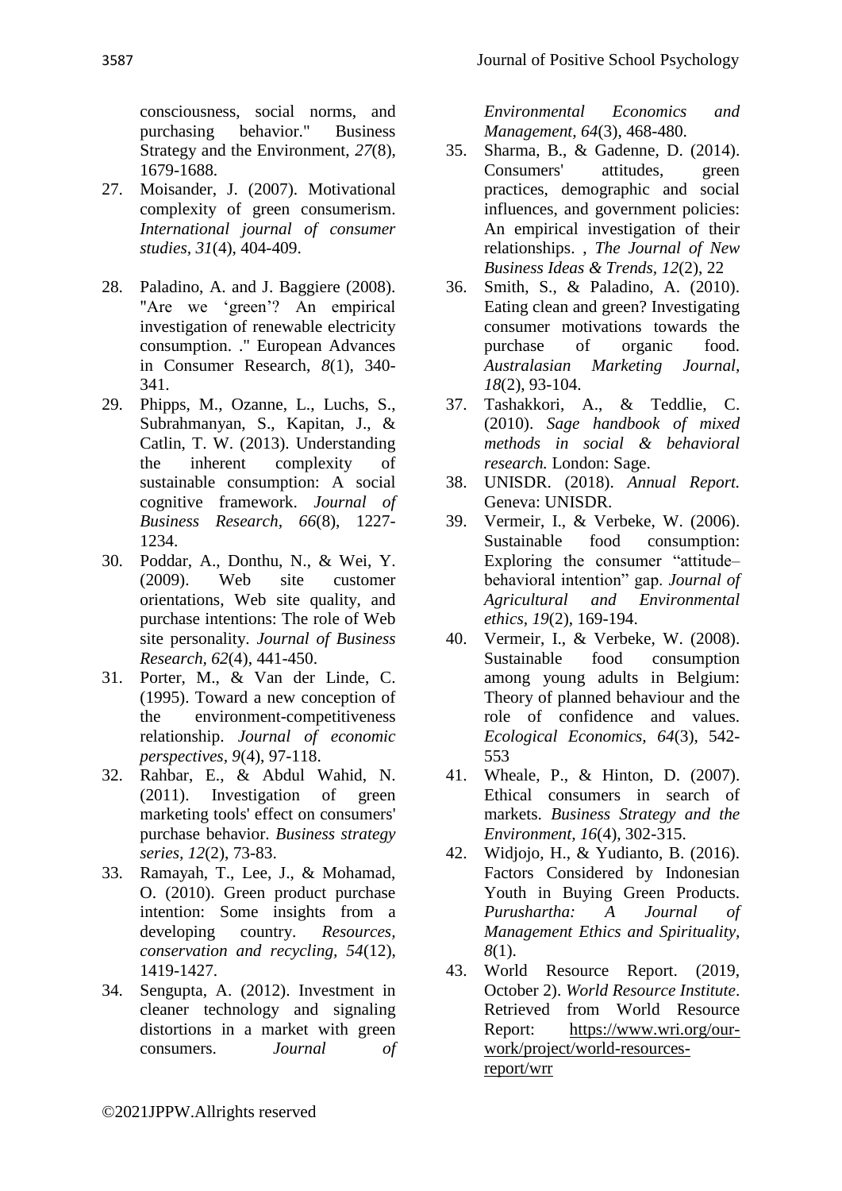consciousness, social norms, and purchasing behavior." Business Strategy and the Environment, *27*(8), 1679-1688.

27. Moisander, J. (2007). Motivational complexity of green consumerism. *International journal of consumer studies*, *31*(4), 404-409.

28. Paladino, A. and J. Baggiere (2008). "Are we 'green'? An empirical investigation of renewable electricity consumption. ." European Advances in Consumer Research, *8*(1), 340-341.

29. Phipps, M., Ozanne, L., Luchs, S., Subrahmanyan, S., Kapitan, J., & Catlin, T. W. (2013). Understanding the inherent complexity of sustainable consumption: A social cognitive framework. *Journal of Business Research, 66*(8), 1227-1234.

30. Poddar, A., Donthu, N., & Wei, Y. (2009). Web site customer orientations, Web site quality, and purchase intentions: The role of Web site personality. *Journal of Business Research, 62*(4), 441-450.

31. Porter, M., & Van der Linde, C. (1995). Toward a new conception of the environment-competitiveness relationship. *Journal of economic perspectives, 9*(4), 97-118.

32. Rahbar, E., & Abdul Wahid, N. (2011). Investigation of green marketing tools' effect on consumers' purchase behavior. *Business strategy series, 12*(2), 73-83.

33. Ramayah, T., Lee, J., & Mohamad, O. (2010). Green product purchase intention: Some insights from a developing country. *Resources, conservation and recycling, 54*(12), 1419-1427.

34. Sengupta, A. (2012). Investment in cleaner technology and signaling distortions in a market with green consumers. *Journal of Environmental Economics and Management, 64*(3), 468-480.

35. Sharma, B., & Gadenne, D. (2014). Consumers' attitudes, green practices, demographic and social influences, and government policies: An empirical investigation of their relationships. , *The Journal of New Business Ideas & Trends, 12*(2), 22

36. Smith, S., & Paladino, A. (2010). Eating clean and green? Investigating consumer motivations towards the purchase of organic food. *Australasian Marketing Journal, 18*(2), 93-104.

37. Tashakkori, A., & Teddlie, C. (2010). *Sage handbook of mixed methods in social & behavioral research.* London: Sage.

38. UNISDR. (2018). *Annual Report.* Geneva: UNISDR.

39. Vermeir, I., & Verbeke, W. (2006). Sustainable food consumption: Exploring the consumer "attitude–behavioral intention" gap. *Journal of Agricultural and Environmental ethics, 19*(2), 169-194.

40. Vermeir, I., & Verbeke, W. (2008). Sustainable food consumption among young adults in Belgium: Theory of planned behaviour and the role of confidence and values. *Ecological Economics, 64*(3), 542-553

41. Wheale, P., & Hinton, D. (2007). Ethical consumers in search of markets. *Business Strategy and the Environment, 16*(4), 302-315.

42. Widjojo, H., & Yudianto, B. (2016). Factors Considered by Indonesian Youth in Buying Green Products. *Purushartha: A Journal of Management Ethics and Spirituality, 8*(1).

43. World Resource Report. (2019, October 2). *World Resource Institute*. Retrieved from World Resource Report: https://www.wri.org/our-work/project/world-resources-report/wrr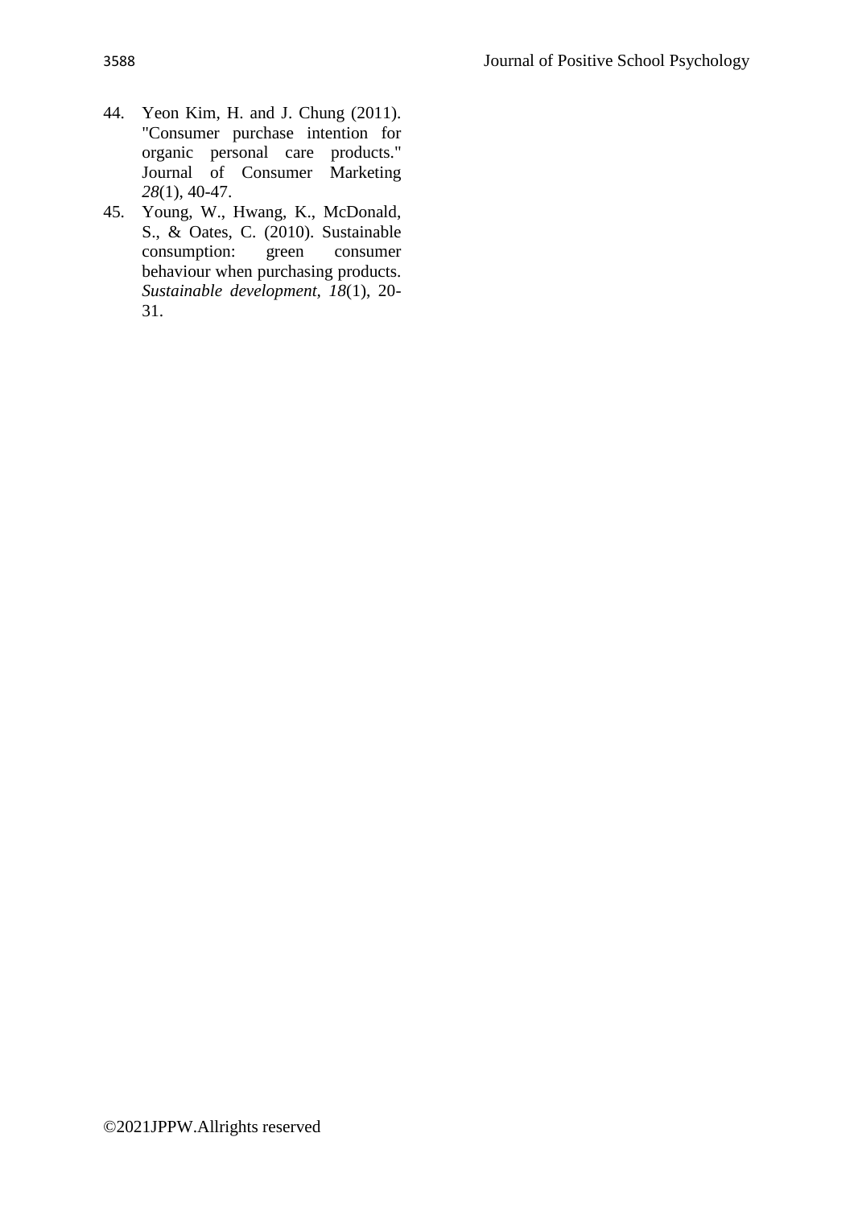44. Yeon Kim, H. and J. Chung (2011). "Consumer purchase intention for organic personal care products." Journal of Consumer Marketing *28*(1), 40-47.
45. Young, W., Hwang, K., McDonald, S., & Oates, C. (2010). Sustainable consumption: green consumer behaviour when purchasing products. *Sustainable development, 18*(1), 20-31.